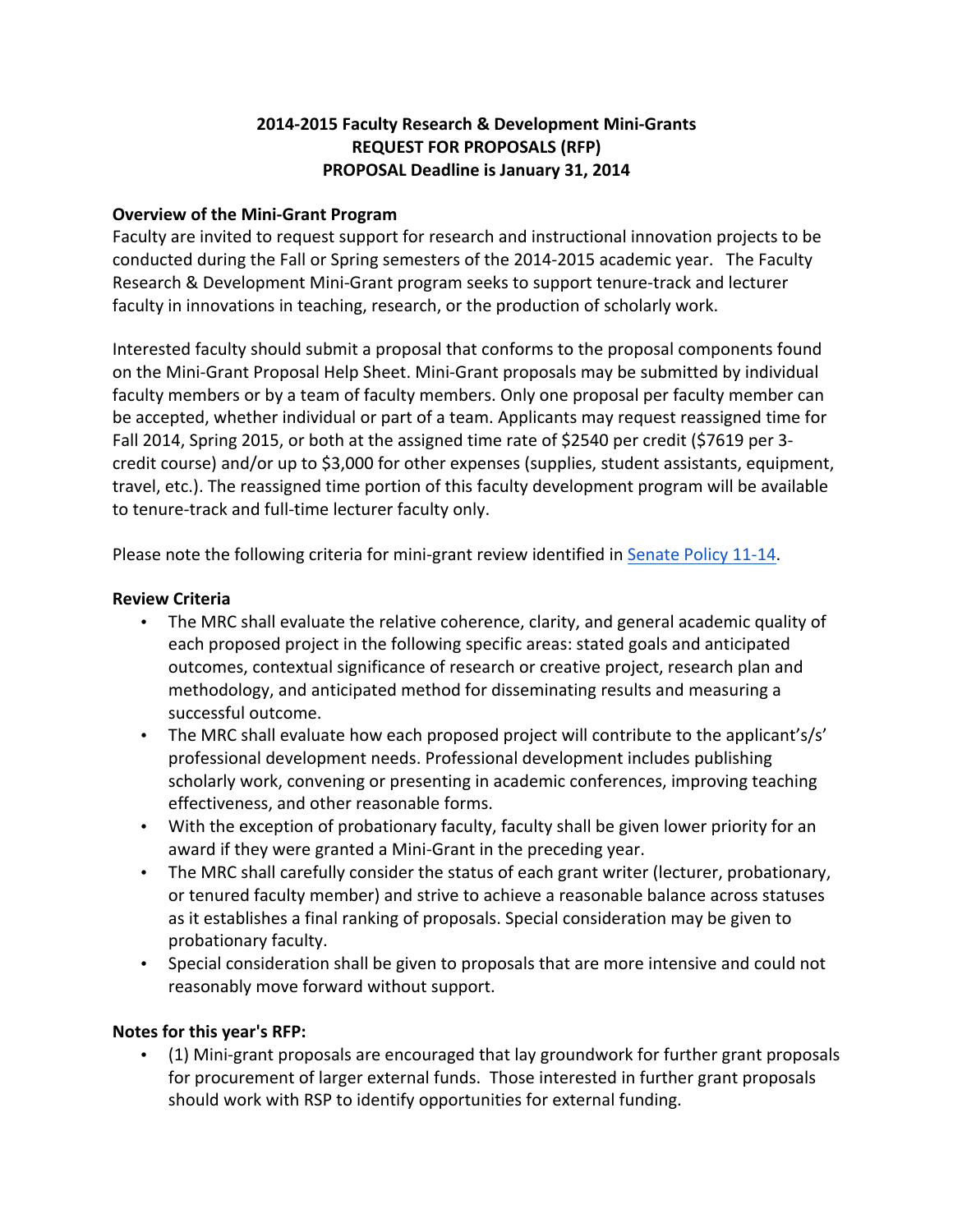**2014-2015 Faculty Research & Development Mini-Grants**
**REQUEST FOR PROPOSALS (RFP)**
**PROPOSAL Deadline is January 31, 2014**

**Overview of the Mini-Grant Program**

Faculty are invited to request support for research and instructional innovation projects to be conducted during the Fall or Spring semesters of the 2014-2015 academic year. The Faculty Research & Development Mini-Grant program seeks to support tenure-track and lecturer faculty in innovations in teaching, research, or the production of scholarly work.

Interested faculty should submit a proposal that conforms to the proposal components found on the Mini-Grant Proposal Help Sheet. Mini-Grant proposals may be submitted by individual faculty members or by a team of faculty members. Only one proposal per faculty member can be accepted, whether individual or part of a team. Applicants may request reassigned time for Fall 2014, Spring 2015, or both at the assigned time rate of $2540 per credit ($7619 per 3-credit course) and/or up to $3,000 for other expenses (supplies, student assistants, equipment, travel, etc.). The reassigned time portion of this faculty development program will be available to tenure-track and full-time lecturer faculty only.

Please note the following criteria for mini-grant review identified in Senate Policy 11-14.

**Review Criteria**

- The MRC shall evaluate the relative coherence, clarity, and general academic quality of each proposed project in the following specific areas: stated goals and anticipated outcomes, contextual significance of research or creative project, research plan and methodology, and anticipated method for disseminating results and measuring a successful outcome.
- The MRC shall evaluate how each proposed project will contribute to the applicant's/s' professional development needs. Professional development includes publishing scholarly work, convening or presenting in academic conferences, improving teaching effectiveness, and other reasonable forms.
- With the exception of probationary faculty, faculty shall be given lower priority for an award if they were granted a Mini-Grant in the preceding year.
- The MRC shall carefully consider the status of each grant writer (lecturer, probationary, or tenured faculty member) and strive to achieve a reasonable balance across statuses as it establishes a final ranking of proposals. Special consideration may be given to probationary faculty.
- Special consideration shall be given to proposals that are more intensive and could not reasonably move forward without support.

**Notes for this year's RFP:**

- (1) Mini-grant proposals are encouraged that lay groundwork for further grant proposals for procurement of larger external funds. Those interested in further grant proposals should work with RSP to identify opportunities for external funding.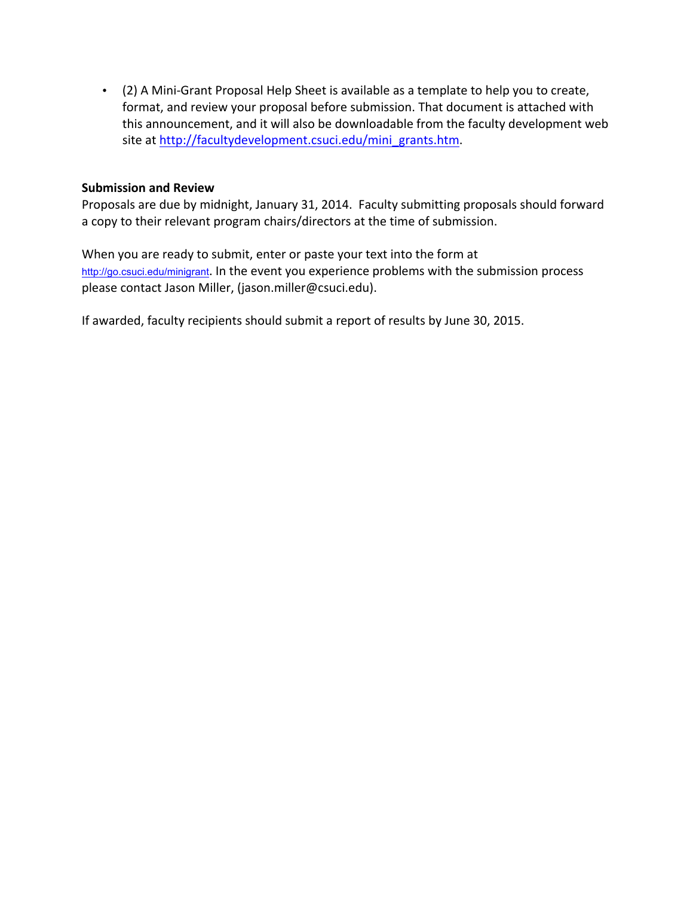- (2) A Mini-Grant Proposal Help Sheet is available as a template to help you to create, format, and review your proposal before submission. That document is attached with this announcement, and it will also be downloadable from the faculty development web site at http://facultydevelopment.csuci.edu/mini_grants.htm.

**Submission and Review**

Proposals are due by midnight, January 31, 2014. Faculty submitting proposals should forward a copy to their relevant program chairs/directors at the time of submission.

When you are ready to submit, enter or paste your text into the form at http://go.csuci.edu/minigrant. In the event you experience problems with the submission process please contact Jason Miller, (jason.miller@csuci.edu).

If awarded, faculty recipients should submit a report of results by June 30, 2015.